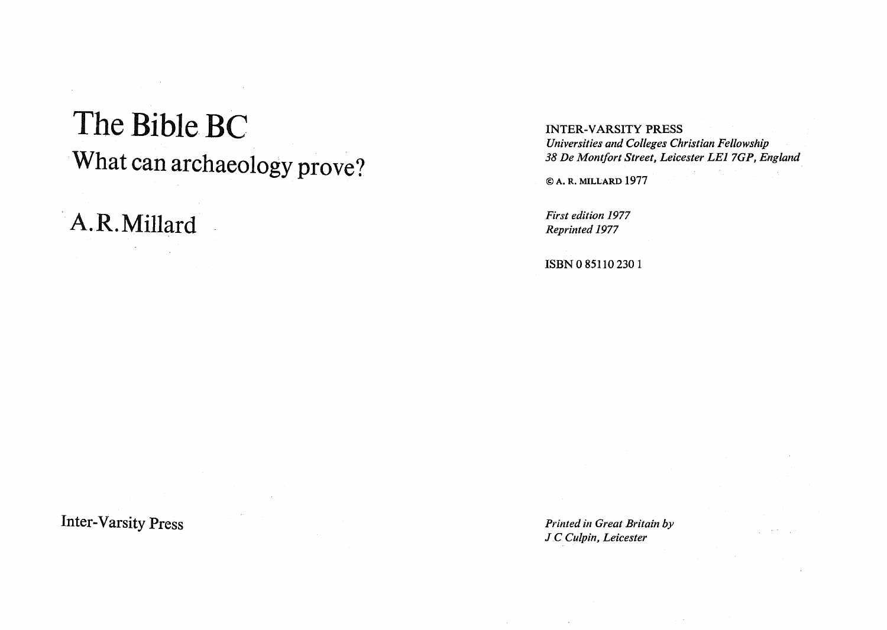# The Bible BC

## What can archaeology prove?

A.R.Millard

Inter-Varsity Press

INTER-VARSITY PRESS
*Universities and Colleges Christian Fellowship*
*38 De Montfort Street, Leicester LE1 7GP, England*

© A. R. MILLARD 1977

*First edition 1977*
*Reprinted 1977*

ISBN 0 85110 230 1

*Printed in Great Britain by*
*J C Culpin, Leicester*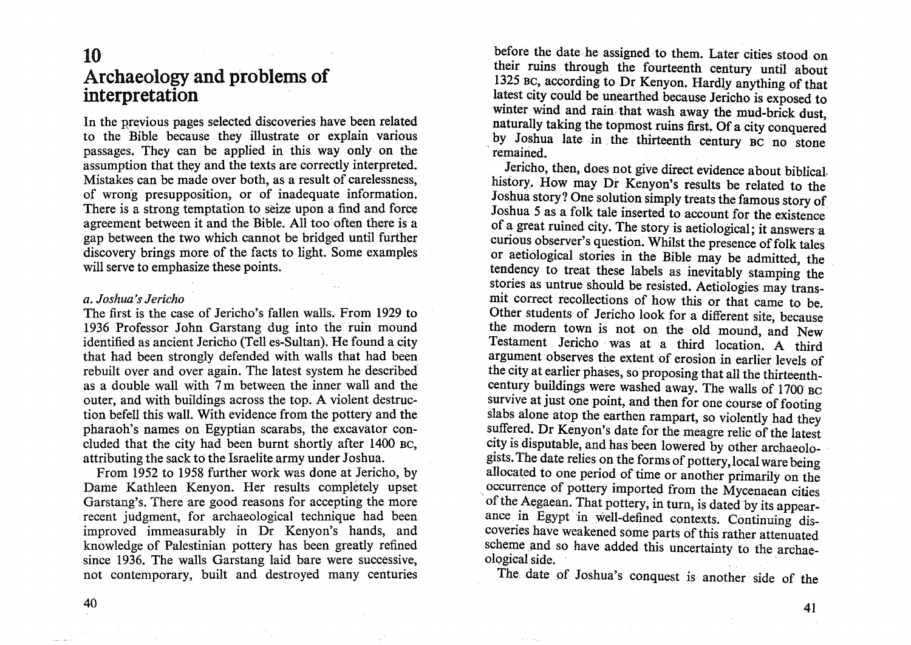## 10
# Archaeology and problems of interpretation

In the previous pages selected discoveries have been related to the Bible because they illustrate or explain various passages. They can be applied in this way only on the assumption that they and the texts are correctly interpreted. Mistakes can be made over both, as a result of carelessness, of wrong presupposition, or of inadequate information. There is a strong temptation to seize upon a find and force agreement between it and the Bible. All too often there is a gap between the two which cannot be bridged until further discovery brings more of the facts to light. Some examples will serve to emphasize these points.

### *a. Joshua's Jericho*

The first is the case of Jericho's fallen walls. From 1929 to 1936 Professor John Garstang dug into the ruin mound identified as ancient Jericho (Tell es-Sultan). He found a city that had been strongly defended with walls that had been rebuilt over and over again. The latest system he described as a double wall with 7 m between the inner wall and the outer, and with buildings across the top. A violent destruction befell this wall. With evidence from the pottery and the pharaoh's names on Egyptian scarabs, the excavator concluded that the city had been burnt shortly after 1400 BC, attributing the sack to the Israelite army under Joshua.

From 1952 to 1958 further work was done at Jericho, by Dame Kathleen Kenyon. Her results completely upset Garstang's. There are good reasons for accepting the more recent judgment, for archaeological technique had been improved immeasurably in Dr Kenyon's hands, and knowledge of Palestinian pottery has been greatly refined since 1936. The walls Garstang laid bare were successive, not contemporary, built and destroyed many centuries before the date he assigned to them. Later cities stood on their ruins through the fourteenth century until about 1325 BC, according to Dr Kenyon. Hardly anything of that latest city could be unearthed because Jericho is exposed to winter wind and rain that wash away the mud-brick dust, naturally taking the topmost ruins first. Of a city conquered by Joshua late in the thirteenth century BC no stone remained.

Jericho, then, does not give direct evidence about biblical history. How may Dr Kenyon's results be related to the Joshua story? One solution simply treats the famous story of Joshua 5 as a folk tale inserted to account for the existence of a great ruined city. The story is aetiological; it answers a curious observer's question. Whilst the presence of folk tales or aetiological stories in the Bible may be admitted, the tendency to treat these labels as inevitably stamping the stories as untrue should be resisted. Aetiologies may transmit correct recollections of how this or that came to be. Other students of Jericho look for a different site, because the modern town is not on the old mound, and New Testament Jericho was at a third location. A third argument observes the extent of erosion in earlier levels of the city at earlier phases, so proposing that all the thirteenth-century buildings were washed away. The walls of 1700 BC survive at just one point, and then for one course of footing slabs alone atop the earthen rampart, so violently had they suffered. Dr Kenyon's date for the meagre relic of the latest city is disputable, and has been lowered by other archaeologists. The date relies on the forms of pottery, local ware being allocated to one period of time or another primarily on the occurrence of pottery imported from the Mycenaean cities of the Aegaean. That pottery, in turn, is dated by its appearance in Egypt in well-defined contexts. Continuing discoveries have weakened some parts of this rather attenuated scheme and so have added this uncertainty to the archaeological side.

The date of Joshua's conquest is another side of the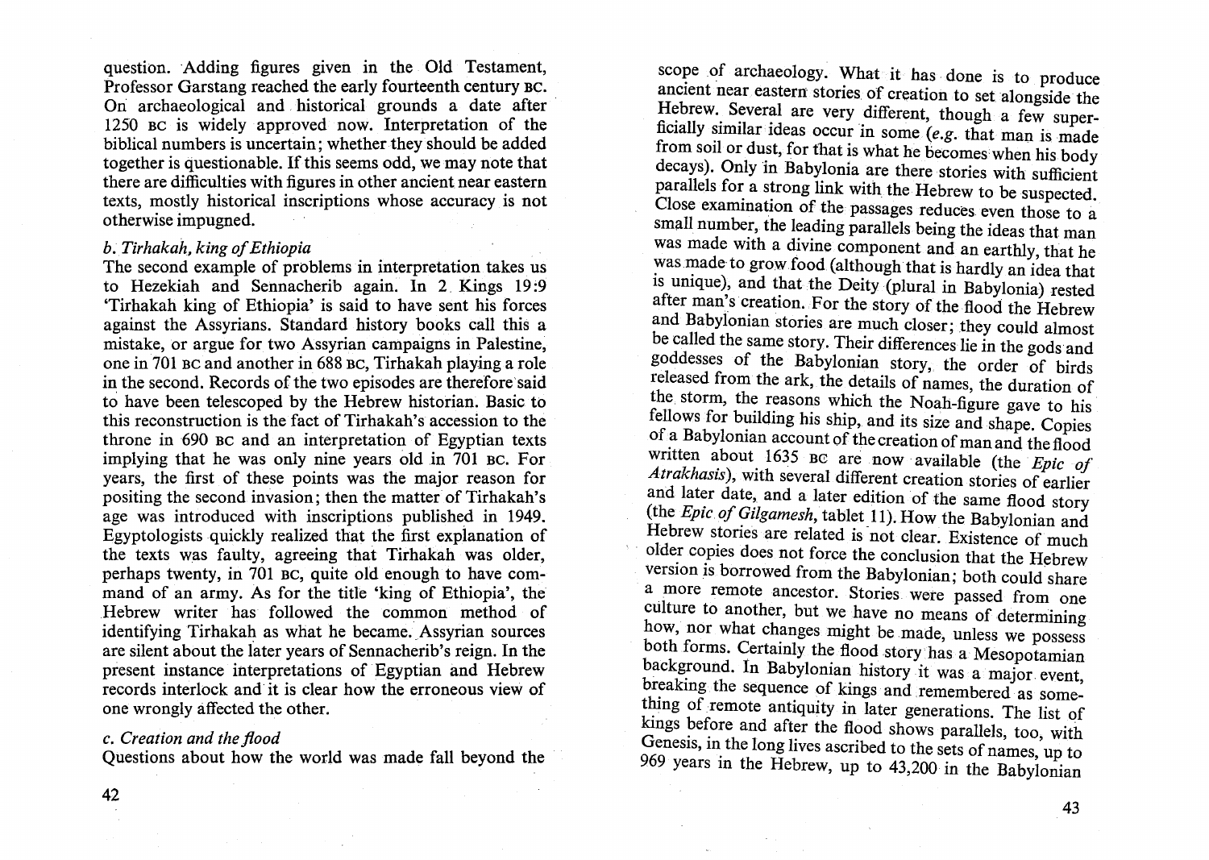question. Adding figures given in the Old Testament, Professor Garstang reached the early fourteenth century BC. On archaeological and historical grounds a date after 1250 BC is widely approved now. Interpretation of the biblical numbers is uncertain; whether they should be added together is questionable. If this seems odd, we may note that there are difficulties with figures in other ancient near eastern texts, mostly historical inscriptions whose accuracy is not otherwise impugned.

*b. Tirhakah, king of Ethiopia*

The second example of problems in interpretation takes us to Hezekiah and Sennacherib again. In 2 Kings 19:9 'Tirhakah king of Ethiopia' is said to have sent his forces against the Assyrians. Standard history books call this a mistake, or argue for two Assyrian campaigns in Palestine, one in 701 BC and another in 688 BC, Tirhakah playing a role in the second. Records of the two episodes are therefore said to have been telescoped by the Hebrew historian. Basic to this reconstruction is the fact of Tirhakah's accession to the throne in 690 BC and an interpretation of Egyptian texts implying that he was only nine years old in 701 BC. For years, the first of these points was the major reason for positing the second invasion; then the matter of Tirhakah's age was introduced with inscriptions published in 1949. Egyptologists quickly realized that the first explanation of the texts was faulty, agreeing that Tirhakah was older, perhaps twenty, in 701 BC, quite old enough to have command of an army. As for the title 'king of Ethiopia', the Hebrew writer has followed the common method of identifying Tirhakah as what he became. Assyrian sources are silent about the later years of Sennacherib's reign. In the present instance interpretations of Egyptian and Hebrew records interlock and it is clear how the erroneous view of one wrongly affected the other.

*c. Creation and the flood*

Questions about how the world was made fall beyond the scope of archaeology. What it has done is to produce ancient near eastern stories of creation to set alongside the Hebrew. Several are very different, though a few superficially similar ideas occur in some (*e.g.* that man is made from soil or dust, for that is what he becomes when his body decays). Only in Babylonia are there stories with sufficient parallels for a strong link with the Hebrew to be suspected. Close examination of the passages reduces even those to a small number, the leading parallels being the ideas that man was made with a divine component and an earthly, that he was made to grow food (although that is hardly an idea that is unique), and that the Deity (plural in Babylonia) rested after man's creation. For the story of the flood the Hebrew and Babylonian stories are much closer; they could almost be called the same story. Their differences lie in the gods and goddesses of the Babylonian story, the order of birds released from the ark, the details of names, the duration of the storm, the reasons which the Noah-figure gave to his fellows for building his ship, and its size and shape. Copies of a Babylonian account of the creation of man and the flood written about 1635 BC are now available (the *Epic of Atrakhasis*), with several different creation stories of earlier and later date, and a later edition of the same flood story (the *Epic of Gilgamesh*, tablet 11). How the Babylonian and Hebrew stories are related is not clear. Existence of much older copies does not force the conclusion that the Hebrew version is borrowed from the Babylonian; both could share a more remote ancestor. Stories were passed from one culture to another, but we have no means of determining how, nor what changes might be made, unless we possess both forms. Certainly the flood story has a Mesopotamian background. In Babylonian history it was a major event, breaking the sequence of kings and remembered as something of remote antiquity in later generations. The list of kings before and after the flood shows parallels, too, with Genesis, in the long lives ascribed to the sets of names, up to 969 years in the Hebrew, up to 43,200 in the Babylonian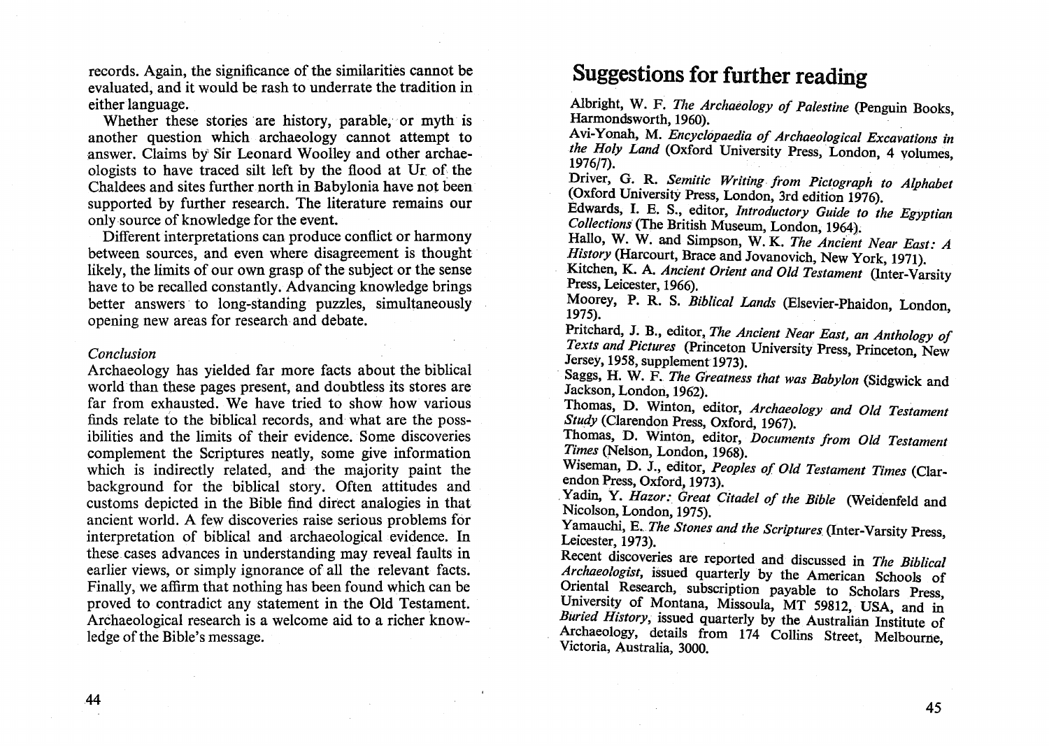records. Again, the significance of the similarities cannot be evaluated, and it would be rash to underrate the tradition in either language.

Whether these stories are history, parable, or myth is another question which archaeology cannot attempt to answer. Claims by Sir Leonard Woolley and other archaeologists to have traced silt left by the flood at Ur of the Chaldees and sites further north in Babylonia have not been supported by further research. The literature remains our only source of knowledge for the event.

Different interpretations can produce conflict or harmony between sources, and even where disagreement is thought likely, the limits of our own grasp of the subject or the sense have to be recalled constantly. Advancing knowledge brings better answers to long-standing puzzles, simultaneously opening new areas for research and debate.

*Conclusion*

Archaeology has yielded far more facts about the biblical world than these pages present, and doubtless its stores are far from exhausted. We have tried to show how various finds relate to the biblical records, and what are the possibilities and the limits of their evidence. Some discoveries complement the Scriptures neatly, some give information which is indirectly related, and the majority paint the background for the biblical story. Often attitudes and customs depicted in the Bible find direct analogies in that ancient world. A few discoveries raise serious problems for interpretation of biblical and archaeological evidence. In these cases advances in understanding may reveal faults in earlier views, or simply ignorance of all the relevant facts. Finally, we affirm that nothing has been found which can be proved to contradict any statement in the Old Testament. Archaeological research is a welcome aid to a richer knowledge of the Bible's message.

# Suggestions for further reading

Albright, W. F. *The Archaeology of Palestine* (Penguin Books, Harmondsworth, 1960).

Avi-Yonah, M. *Encyclopaedia of Archaeological Excavations in the Holy Land* (Oxford University Press, London, 4 volumes, 1976/7).

Driver, G. R. *Semitic Writing from Pictograph to Alphabet* (Oxford University Press, London, 3rd edition 1976).

Edwards, I. E. S., editor, *Introductory Guide to the Egyptian Collections* (The British Museum, London, 1964).

Hallo, W. W. and Simpson, W. K. *The Ancient Near East: A History* (Harcourt, Brace and Jovanovich, New York, 1971).

Kitchen, K. A. *Ancient Orient and Old Testament* (Inter-Varsity Press, Leicester, 1966).

Moorey, P. R. S. *Biblical Lands* (Elsevier-Phaidon, London, 1975).

Pritchard, J. B., editor, *The Ancient Near East, an Anthology of Texts and Pictures* (Princeton University Press, Princeton, New Jersey, 1958, supplement 1973).

Saggs, H. W. F. *The Greatness that was Babylon* (Sidgwick and Jackson, London, 1962).

Thomas, D. Winton, editor, *Archaeology and Old Testament Study* (Clarendon Press, Oxford, 1967).

Thomas, D. Winton, editor, *Documents from Old Testament Times* (Nelson, London, 1968).

Wiseman, D. J., editor, *Peoples of Old Testament Times* (Clarendon Press, Oxford, 1973).

Yadin, Y. *Hazor: Great Citadel of the Bible* (Weidenfeld and Nicolson, London, 1975).

Yamauchi, E. *The Stones and the Scriptures* (Inter-Varsity Press, Leicester, 1973).

Recent discoveries are reported and discussed in *The Biblical Archaeologist*, issued quarterly by the American Schools of Oriental Research, subscription payable to Scholars Press, University of Montana, Missoula, MT 59812, USA, and in *Buried History*, issued quarterly by the Australian Institute of Archaeology, details from 174 Collins Street, Melbourne, Victoria, Australia, 3000.